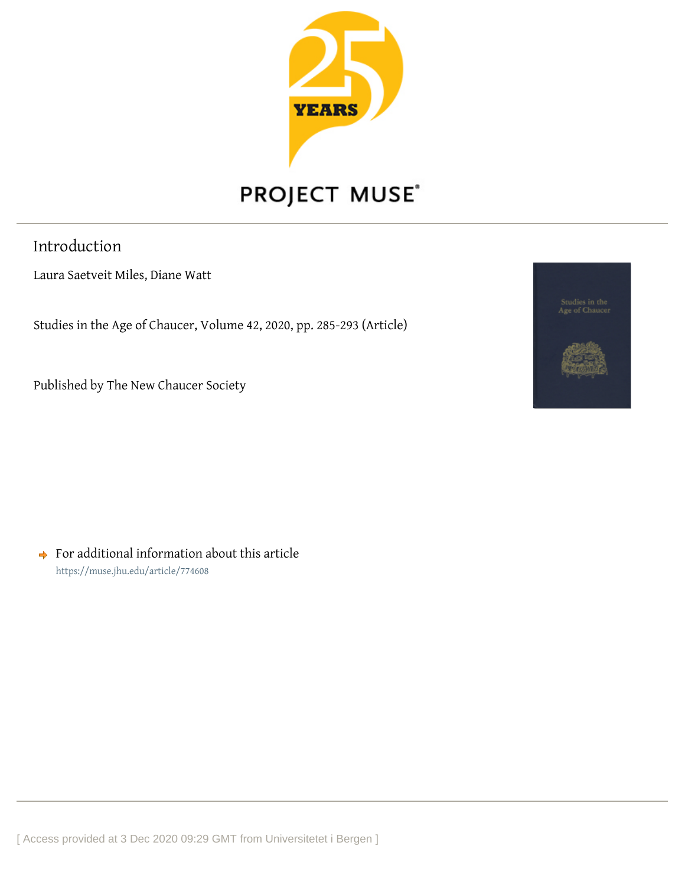# Introduction

Laura Saetveit Miles, Diane Watt

Studies in the Age of Chaucer, Volume 42, 2020, pp. 285-293 (Article)

Published by The New Chaucer Society

For additional information about this article

https://muse.jhu.edu/article/774608

[ Access provided at 3 Dec 2020 09:29 GMT from Universitetet i Bergen ]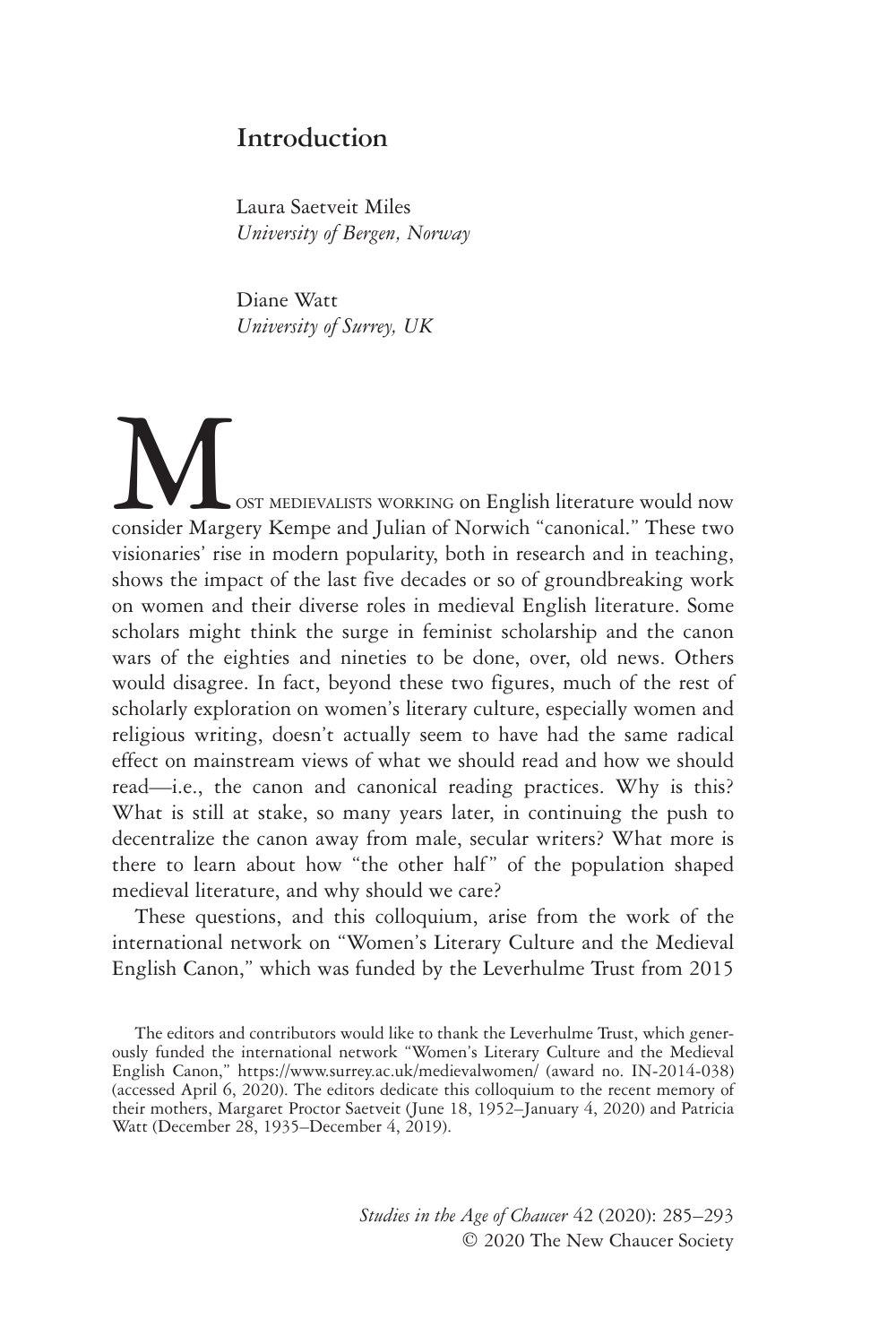# Introduction

Laura Saetveit Miles
*University of Bergen, Norway*

Diane Watt
*University of Surrey, UK*

Most medievalists working on English literature would now consider Margery Kempe and Julian of Norwich "canonical." These two visionaries' rise in modern popularity, both in research and in teaching, shows the impact of the last five decades or so of groundbreaking work on women and their diverse roles in medieval English literature. Some scholars might think the surge in feminist scholarship and the canon wars of the eighties and nineties to be done, over, old news. Others would disagree. In fact, beyond these two figures, much of the rest of scholarly exploration on women's literary culture, especially women and religious writing, doesn't actually seem to have had the same radical effect on mainstream views of what we should read and how we should read—i.e., the canon and canonical reading practices. Why is this? What is still at stake, so many years later, in continuing the push to decentralize the canon away from male, secular writers? What more is there to learn about how "the other half" of the population shaped medieval literature, and why should we care?

These questions, and this colloquium, arise from the work of the international network on "Women's Literary Culture and the Medieval English Canon," which was funded by the Leverhulme Trust from 2015

The editors and contributors would like to thank the Leverhulme Trust, which generously funded the international network "Women's Literary Culture and the Medieval English Canon," https://www.surrey.ac.uk/medievalwomen/ (award no. IN-2014-038) (accessed April 6, 2020). The editors dedicate this colloquium to the recent memory of their mothers, Margaret Proctor Saetveit (June 18, 1952–January 4, 2020) and Patricia Watt (December 28, 1935–December 4, 2019).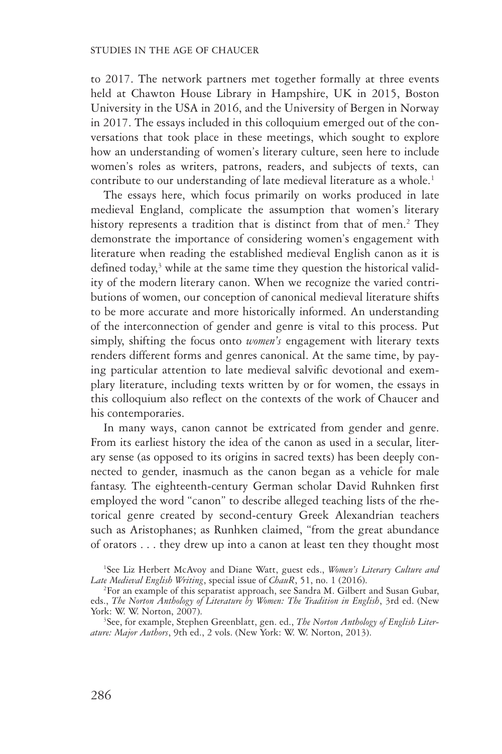to 2017. The network partners met together formally at three events held at Chawton House Library in Hampshire, UK in 2015, Boston University in the USA in 2016, and the University of Bergen in Norway in 2017. The essays included in this colloquium emerged out of the conversations that took place in these meetings, which sought to explore how an understanding of women's literary culture, seen here to include women's roles as writers, patrons, readers, and subjects of texts, can contribute to our understanding of late medieval literature as a whole.[1]

The essays here, which focus primarily on works produced in late medieval England, complicate the assumption that women's literary history represents a tradition that is distinct from that of men.[2] They demonstrate the importance of considering women's engagement with literature when reading the established medieval English canon as it is defined today,[3] while at the same time they question the historical validity of the modern literary canon. When we recognize the varied contributions of women, our conception of canonical medieval literature shifts to be more accurate and more historically informed. An understanding of the interconnection of gender and genre is vital to this process. Put simply, shifting the focus onto *women's* engagement with literary texts renders different forms and genres canonical. At the same time, by paying particular attention to late medieval salvific devotional and exemplary literature, including texts written by or for women, the essays in this colloquium also reflect on the contexts of the work of Chaucer and his contemporaries.

In many ways, canon cannot be extricated from gender and genre. From its earliest history the idea of the canon as used in a secular, literary sense (as opposed to its origins in sacred texts) has been deeply connected to gender, inasmuch as the canon began as a vehicle for male fantasy. The eighteenth-century German scholar David Ruhnken first employed the word "canon" to describe alleged teaching lists of the rhetorical genre created by second-century Greek Alexandrian teachers such as Aristophanes; as Runhken claimed, "from the great abundance of orators . . . they drew up into a canon at least ten they thought most

[1]See Liz Herbert McAvoy and Diane Watt, guest eds., *Women's Literary Culture and Late Medieval English Writing*, special issue of *ChauR*, 51, no. 1 (2016).

[2]For an example of this separatist approach, see Sandra M. Gilbert and Susan Gubar, eds., *The Norton Anthology of Literature by Women: The Tradition in English*, 3rd ed. (New York: W. W. Norton, 2007).

[3]See, for example, Stephen Greenblatt, gen. ed., *The Norton Anthology of English Literature: Major Authors*, 9th ed., 2 vols. (New York: W. W. Norton, 2013).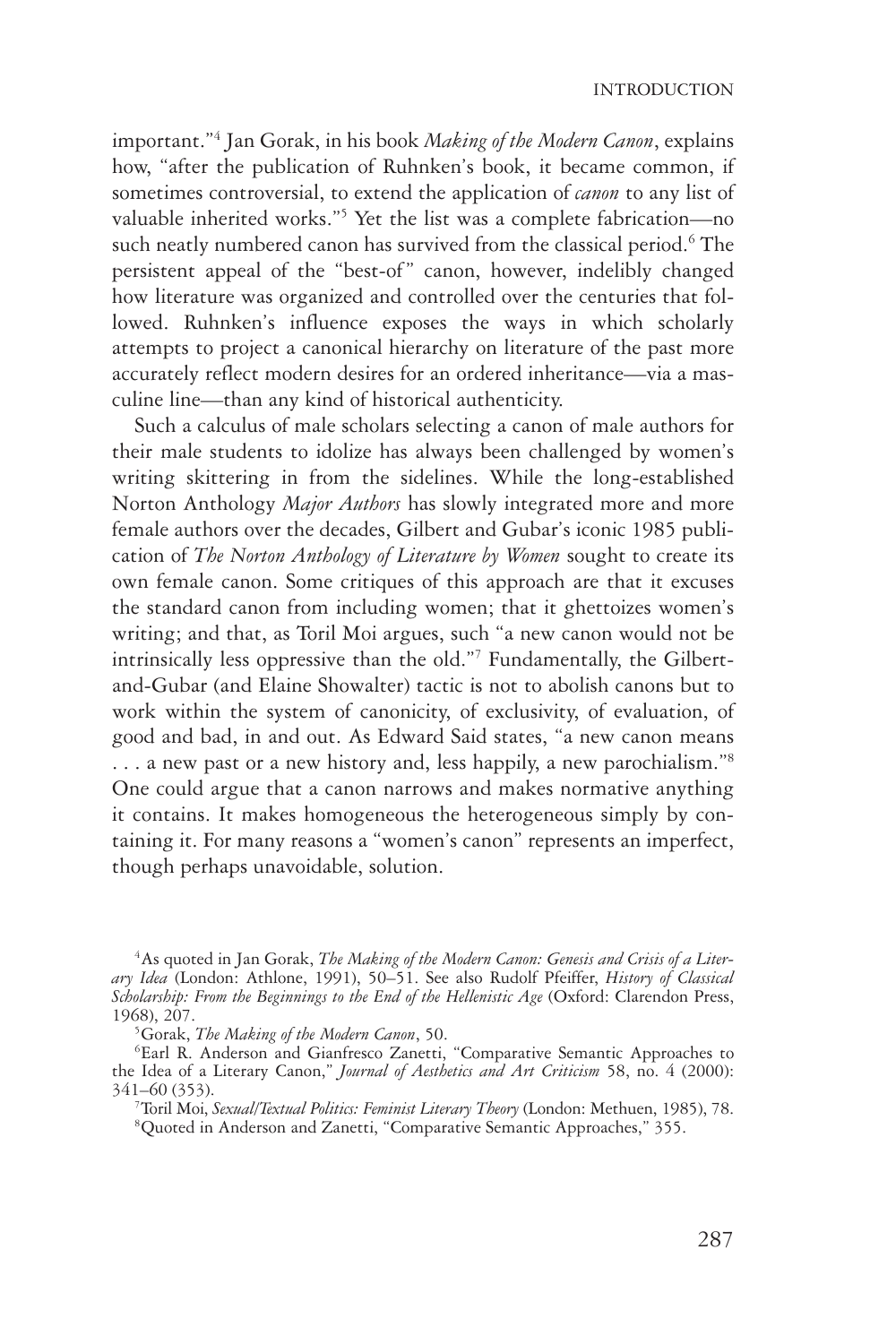important."[4] Jan Gorak, in his book *Making of the Modern Canon*, explains how, "after the publication of Ruhnken's book, it became common, if sometimes controversial, to extend the application of *canon* to any list of valuable inherited works."[5] Yet the list was a complete fabrication—no such neatly numbered canon has survived from the classical period.[6] The persistent appeal of the "best-of" canon, however, indelibly changed how literature was organized and controlled over the centuries that followed. Ruhnken's influence exposes the ways in which scholarly attempts to project a canonical hierarchy on literature of the past more accurately reflect modern desires for an ordered inheritance—via a masculine line—than any kind of historical authenticity.

Such a calculus of male scholars selecting a canon of male authors for their male students to idolize has always been challenged by women's writing skittering in from the sidelines. While the long-established Norton Anthology *Major Authors* has slowly integrated more and more female authors over the decades, Gilbert and Gubar's iconic 1985 publication of *The Norton Anthology of Literature by Women* sought to create its own female canon. Some critiques of this approach are that it excuses the standard canon from including women; that it ghettoizes women's writing; and that, as Toril Moi argues, such "a new canon would not be intrinsically less oppressive than the old."[7] Fundamentally, the Gilbert-and-Gubar (and Elaine Showalter) tactic is not to abolish canons but to work within the system of canonicity, of exclusivity, of evaluation, of good and bad, in and out. As Edward Said states, "a new canon means . . . a new past or a new history and, less happily, a new parochialism."[8] One could argue that a canon narrows and makes normative anything it contains. It makes homogeneous the heterogeneous simply by containing it. For many reasons a "women's canon" represents an imperfect, though perhaps unavoidable, solution.

[4]As quoted in Jan Gorak, *The Making of the Modern Canon: Genesis and Crisis of a Literary Idea* (London: Athlone, 1991), 50–51. See also Rudolf Pfeiffer, *History of Classical Scholarship: From the Beginnings to the End of the Hellenistic Age* (Oxford: Clarendon Press, 1968), 207.

[5]Gorak, *The Making of the Modern Canon*, 50.

[6]Earl R. Anderson and Gianfresco Zanetti, "Comparative Semantic Approaches to the Idea of a Literary Canon," *Journal of Aesthetics and Art Criticism* 58, no. 4 (2000): 341–60 (353).

[7]Toril Moi, *Sexual/Textual Politics: Feminist Literary Theory* (London: Methuen, 1985), 78.

[8]Quoted in Anderson and Zanetti, "Comparative Semantic Approaches," 355.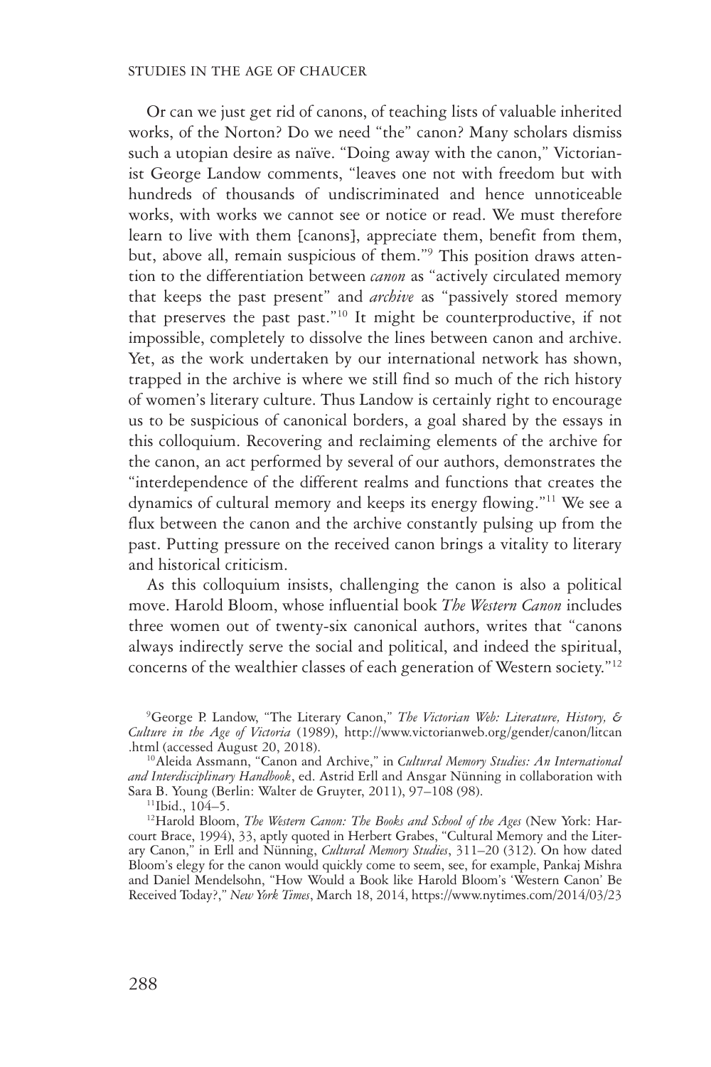Or can we just get rid of canons, of teaching lists of valuable inherited works, of the Norton? Do we need "the" canon? Many scholars dismiss such a utopian desire as naïve. "Doing away with the canon," Victorianist George Landow comments, "leaves one not with freedom but with hundreds of thousands of undiscriminated and hence unnoticeable works, with works we cannot see or notice or read. We must therefore learn to live with them [canons], appreciate them, benefit from them, but, above all, remain suspicious of them."[9] This position draws attention to the differentiation between *canon* as "actively circulated memory that keeps the past present" and *archive* as "passively stored memory that preserves the past past."[10] It might be counterproductive, if not impossible, completely to dissolve the lines between canon and archive. Yet, as the work undertaken by our international network has shown, trapped in the archive is where we still find so much of the rich history of women's literary culture. Thus Landow is certainly right to encourage us to be suspicious of canonical borders, a goal shared by the essays in this colloquium. Recovering and reclaiming elements of the archive for the canon, an act performed by several of our authors, demonstrates the "interdependence of the different realms and functions that creates the dynamics of cultural memory and keeps its energy flowing."[11] We see a flux between the canon and the archive constantly pulsing up from the past. Putting pressure on the received canon brings a vitality to literary and historical criticism.

As this colloquium insists, challenging the canon is also a political move. Harold Bloom, whose influential book *The Western Canon* includes three women out of twenty-six canonical authors, writes that "canons always indirectly serve the social and political, and indeed the spiritual, concerns of the wealthier classes of each generation of Western society."[12]

---

[9] George P. Landow, "The Literary Canon," *The Victorian Web: Literature, History, & Culture in the Age of Victoria* (1989), http://www.victorianweb.org/gender/canon/litcan.html (accessed August 20, 2018).

[10] Aleida Assmann, "Canon and Archive," in *Cultural Memory Studies: An International and Interdisciplinary Handbook*, ed. Astrid Erll and Ansgar Nünning in collaboration with Sara B. Young (Berlin: Walter de Gruyter, 2011), 97–108 (98).

[11] Ibid., 104–5.

[12] Harold Bloom, *The Western Canon: The Books and School of the Ages* (New York: Harcourt Brace, 1994), 33, aptly quoted in Herbert Grabes, "Cultural Memory and the Literary Canon," in Erll and Nünning, *Cultural Memory Studies*, 311–20 (312). On how dated Bloom's elegy for the canon would quickly come to seem, see, for example, Pankaj Mishra and Daniel Mendelsohn, "How Would a Book like Harold Bloom's 'Western Canon' Be Received Today?," *New York Times*, March 18, 2014, https://www.nytimes.com/2014/03/23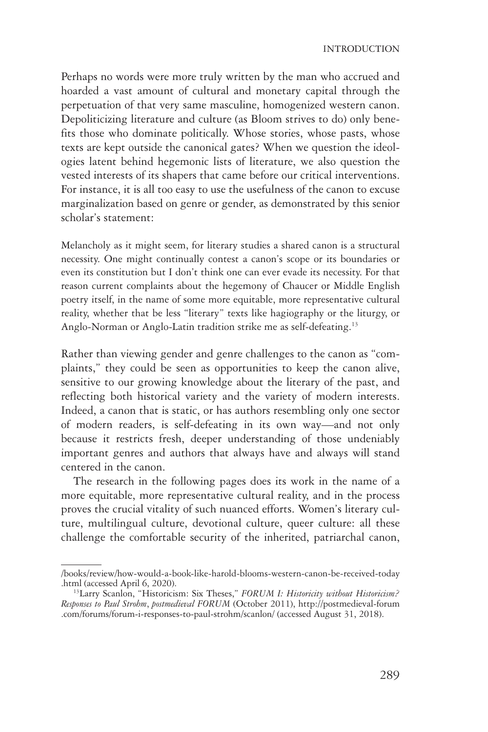Perhaps no words were more truly written by the man who accrued and hoarded a vast amount of cultural and monetary capital through the perpetuation of that very same masculine, homogenized western canon. Depoliticizing literature and culture (as Bloom strives to do) only benefits those who dominate politically. Whose stories, whose pasts, whose texts are kept outside the canonical gates? When we question the ideologies latent behind hegemonic lists of literature, we also question the vested interests of its shapers that came before our critical interventions. For instance, it is all too easy to use the usefulness of the canon to excuse marginalization based on genre or gender, as demonstrated by this senior scholar's statement:

> Melancholy as it might seem, for literary studies a shared canon is a structural necessity. One might continually contest a canon's scope or its boundaries or even its constitution but I don't think one can ever evade its necessity. For that reason current complaints about the hegemony of Chaucer or Middle English poetry itself, in the name of some more equitable, more representative cultural reality, whether that be less "literary" texts like hagiography or the liturgy, or Anglo-Norman or Anglo-Latin tradition strike me as self-defeating.[13]

Rather than viewing gender and genre challenges to the canon as "complaints," they could be seen as opportunities to keep the canon alive, sensitive to our growing knowledge about the literary of the past, and reflecting both historical variety and the variety of modern interests. Indeed, a canon that is static, or has authors resembling only one sector of modern readers, is self-defeating in its own way—and not only because it restricts fresh, deeper understanding of those undeniably important genres and authors that always have and always will stand centered in the canon.

The research in the following pages does its work in the name of a more equitable, more representative cultural reality, and in the process proves the crucial vitality of such nuanced efforts. Women's literary culture, multilingual culture, devotional culture, queer culture: all these challenge the comfortable security of the inherited, patriarchal canon,

---

/books/review/how-would-a-book-like-harold-blooms-western-canon-be-received-today.html (accessed April 6, 2020).

[13] Larry Scanlon, "Historicism: Six Theses," *FORUM I: Historicity without Historicism? Responses to Paul Strohm*, *postmedieval FORUM* (October 2011), http://postmedieval-forum.com/forums/forum-i-responses-to-paul-strohm/scanlon/ (accessed August 31, 2018).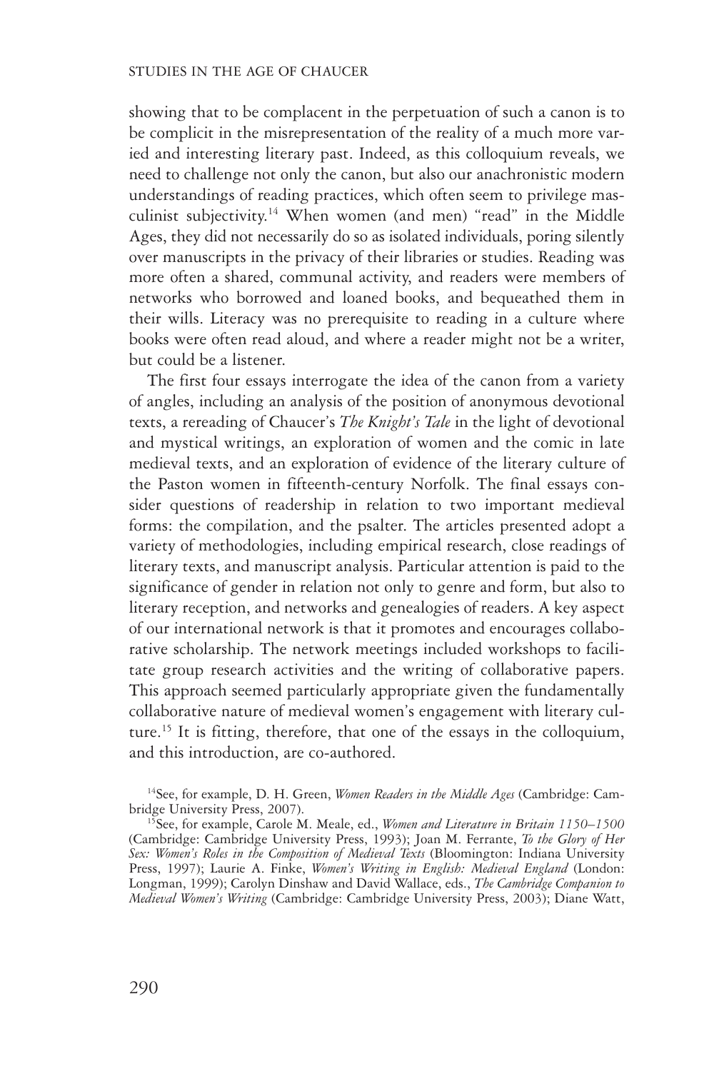showing that to be complacent in the perpetuation of such a canon is to be complicit in the misrepresentation of the reality of a much more varied and interesting literary past. Indeed, as this colloquium reveals, we need to challenge not only the canon, but also our anachronistic modern understandings of reading practices, which often seem to privilege masculinist subjectivity.[14] When women (and men) "read" in the Middle Ages, they did not necessarily do so as isolated individuals, poring silently over manuscripts in the privacy of their libraries or studies. Reading was more often a shared, communal activity, and readers were members of networks who borrowed and loaned books, and bequeathed them in their wills. Literacy was no prerequisite to reading in a culture where books were often read aloud, and where a reader might not be a writer, but could be a listener.

The first four essays interrogate the idea of the canon from a variety of angles, including an analysis of the position of anonymous devotional texts, a rereading of Chaucer's *The Knight's Tale* in the light of devotional and mystical writings, an exploration of women and the comic in late medieval texts, and an exploration of evidence of the literary culture of the Paston women in fifteenth-century Norfolk. The final essays consider questions of readership in relation to two important medieval forms: the compilation, and the psalter. The articles presented adopt a variety of methodologies, including empirical research, close readings of literary texts, and manuscript analysis. Particular attention is paid to the significance of gender in relation not only to genre and form, but also to literary reception, and networks and genealogies of readers. A key aspect of our international network is that it promotes and encourages collaborative scholarship. The network meetings included workshops to facilitate group research activities and the writing of collaborative papers. This approach seemed particularly appropriate given the fundamentally collaborative nature of medieval women's engagement with literary culture.[15] It is fitting, therefore, that one of the essays in the colloquium, and this introduction, are co-authored.

[14] See, for example, D. H. Green, *Women Readers in the Middle Ages* (Cambridge: Cambridge University Press, 2007).

[15] See, for example, Carole M. Meale, ed., *Women and Literature in Britain 1150–1500* (Cambridge: Cambridge University Press, 1993); Joan M. Ferrante, *To the Glory of Her Sex: Women's Roles in the Composition of Medieval Texts* (Bloomington: Indiana University Press, 1997); Laurie A. Finke, *Women's Writing in English: Medieval England* (London: Longman, 1999); Carolyn Dinshaw and David Wallace, eds., *The Cambridge Companion to Medieval Women's Writing* (Cambridge: Cambridge University Press, 2003); Diane Watt,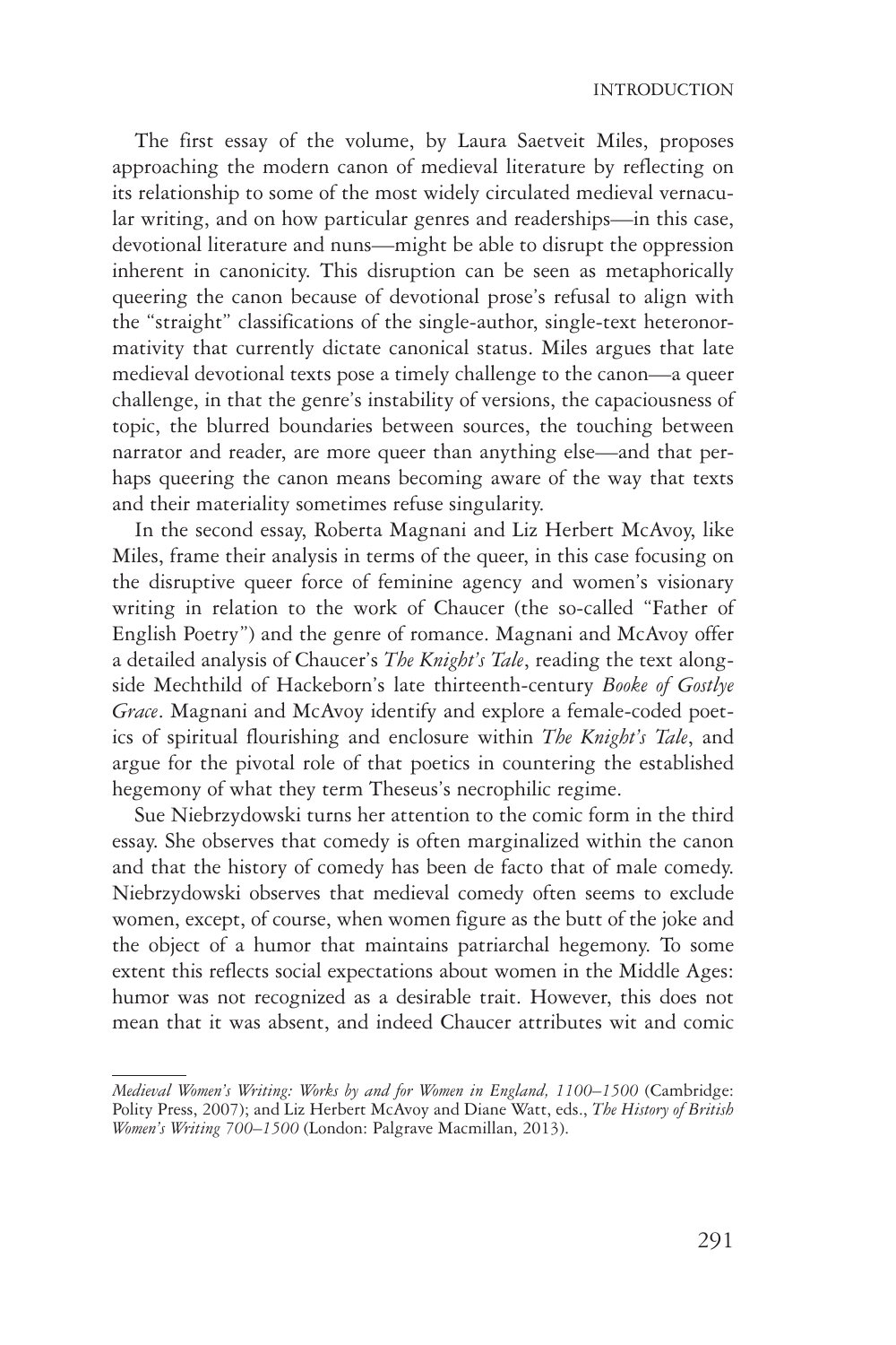The first essay of the volume, by Laura Saetveit Miles, proposes approaching the modern canon of medieval literature by reflecting on its relationship to some of the most widely circulated medieval vernacular writing, and on how particular genres and readerships—in this case, devotional literature and nuns—might be able to disrupt the oppression inherent in canonicity. This disruption can be seen as metaphorically queering the canon because of devotional prose's refusal to align with the "straight" classifications of the single-author, single-text heteronormativity that currently dictate canonical status. Miles argues that late medieval devotional texts pose a timely challenge to the canon—a queer challenge, in that the genre's instability of versions, the capaciousness of topic, the blurred boundaries between sources, the touching between narrator and reader, are more queer than anything else—and that perhaps queering the canon means becoming aware of the way that texts and their materiality sometimes refuse singularity.

In the second essay, Roberta Magnani and Liz Herbert McAvoy, like Miles, frame their analysis in terms of the queer, in this case focusing on the disruptive queer force of feminine agency and women's visionary writing in relation to the work of Chaucer (the so-called "Father of English Poetry") and the genre of romance. Magnani and McAvoy offer a detailed analysis of Chaucer's *The Knight's Tale*, reading the text alongside Mechthild of Hackeborn's late thirteenth-century *Booke of Gostlye Grace*. Magnani and McAvoy identify and explore a female-coded poetics of spiritual flourishing and enclosure within *The Knight's Tale*, and argue for the pivotal role of that poetics in countering the established hegemony of what they term Theseus's necrophilic regime.

Sue Niebrzydowski turns her attention to the comic form in the third essay. She observes that comedy is often marginalized within the canon and that the history of comedy has been de facto that of male comedy. Niebrzydowski observes that medieval comedy often seems to exclude women, except, of course, when women figure as the butt of the joke and the object of a humor that maintains patriarchal hegemony. To some extent this reflects social expectations about women in the Middle Ages: humor was not recognized as a desirable trait. However, this does not mean that it was absent, and indeed Chaucer attributes wit and comic

*Medieval Women's Writing: Works by and for Women in England, 1100–1500* (Cambridge: Polity Press, 2007); and Liz Herbert McAvoy and Diane Watt, eds., *The History of British Women's Writing 700–1500* (London: Palgrave Macmillan, 2013).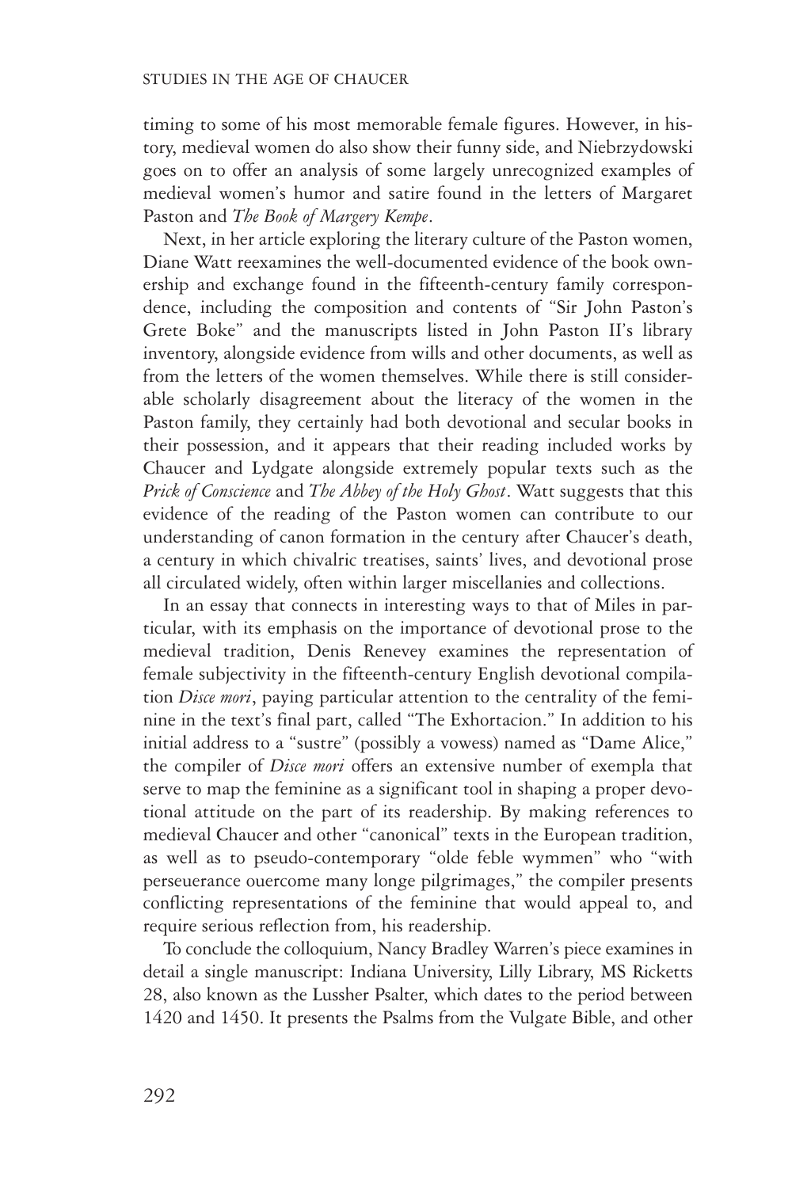timing to some of his most memorable female figures. However, in history, medieval women do also show their funny side, and Niebrzydowski goes on to offer an analysis of some largely unrecognized examples of medieval women's humor and satire found in the letters of Margaret Paston and *The Book of Margery Kempe*.

Next, in her article exploring the literary culture of the Paston women, Diane Watt reexamines the well-documented evidence of the book ownership and exchange found in the fifteenth-century family correspondence, including the composition and contents of "Sir John Paston's Grete Boke" and the manuscripts listed in John Paston II's library inventory, alongside evidence from wills and other documents, as well as from the letters of the women themselves. While there is still considerable scholarly disagreement about the literacy of the women in the Paston family, they certainly had both devotional and secular books in their possession, and it appears that their reading included works by Chaucer and Lydgate alongside extremely popular texts such as the *Prick of Conscience* and *The Abbey of the Holy Ghost*. Watt suggests that this evidence of the reading of the Paston women can contribute to our understanding of canon formation in the century after Chaucer's death, a century in which chivalric treatises, saints' lives, and devotional prose all circulated widely, often within larger miscellanies and collections.

In an essay that connects in interesting ways to that of Miles in particular, with its emphasis on the importance of devotional prose to the medieval tradition, Denis Renevey examines the representation of female subjectivity in the fifteenth-century English devotional compilation *Disce mori*, paying particular attention to the centrality of the feminine in the text's final part, called "The Exhortacion." In addition to his initial address to a "sustre" (possibly a vowess) named as "Dame Alice," the compiler of *Disce mori* offers an extensive number of exempla that serve to map the feminine as a significant tool in shaping a proper devotional attitude on the part of its readership. By making references to medieval Chaucer and other "canonical" texts in the European tradition, as well as to pseudo-contemporary "olde feble wymmen" who "with perseuerance ouercome many longe pilgrimages," the compiler presents conflicting representations of the feminine that would appeal to, and require serious reflection from, his readership.

To conclude the colloquium, Nancy Bradley Warren's piece examines in detail a single manuscript: Indiana University, Lilly Library, MS Ricketts 28, also known as the Lussher Psalter, which dates to the period between 1420 and 1450. It presents the Psalms from the Vulgate Bible, and other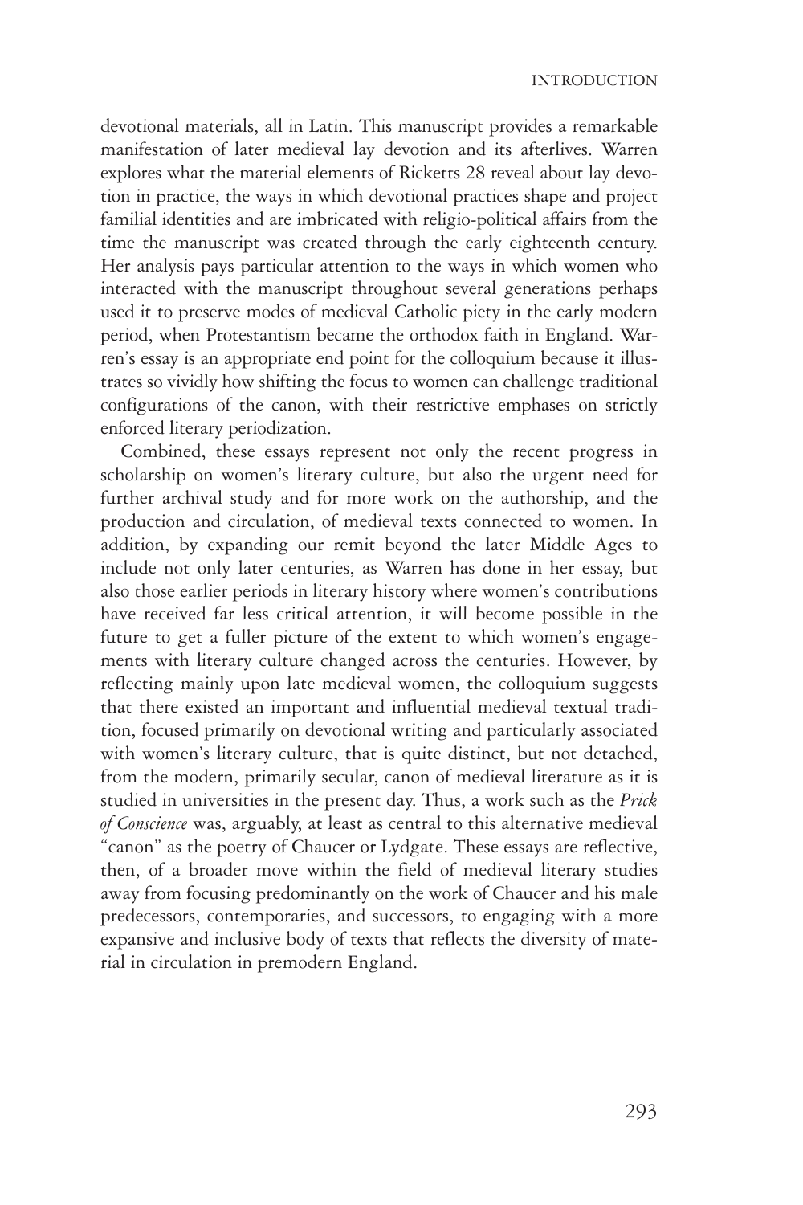devotional materials, all in Latin. This manuscript provides a remarkable manifestation of later medieval lay devotion and its afterlives. Warren explores what the material elements of Ricketts 28 reveal about lay devotion in practice, the ways in which devotional practices shape and project familial identities and are imbricated with religio-political affairs from the time the manuscript was created through the early eighteenth century. Her analysis pays particular attention to the ways in which women who interacted with the manuscript throughout several generations perhaps used it to preserve modes of medieval Catholic piety in the early modern period, when Protestantism became the orthodox faith in England. Warren's essay is an appropriate end point for the colloquium because it illustrates so vividly how shifting the focus to women can challenge traditional configurations of the canon, with their restrictive emphases on strictly enforced literary periodization.

Combined, these essays represent not only the recent progress in scholarship on women's literary culture, but also the urgent need for further archival study and for more work on the authorship, and the production and circulation, of medieval texts connected to women. In addition, by expanding our remit beyond the later Middle Ages to include not only later centuries, as Warren has done in her essay, but also those earlier periods in literary history where women's contributions have received far less critical attention, it will become possible in the future to get a fuller picture of the extent to which women's engagements with literary culture changed across the centuries. However, by reflecting mainly upon late medieval women, the colloquium suggests that there existed an important and influential medieval textual tradition, focused primarily on devotional writing and particularly associated with women's literary culture, that is quite distinct, but not detached, from the modern, primarily secular, canon of medieval literature as it is studied in universities in the present day. Thus, a work such as the *Prick of Conscience* was, arguably, at least as central to this alternative medieval "canon" as the poetry of Chaucer or Lydgate. These essays are reflective, then, of a broader move within the field of medieval literary studies away from focusing predominantly on the work of Chaucer and his male predecessors, contemporaries, and successors, to engaging with a more expansive and inclusive body of texts that reflects the diversity of material in circulation in premodern England.